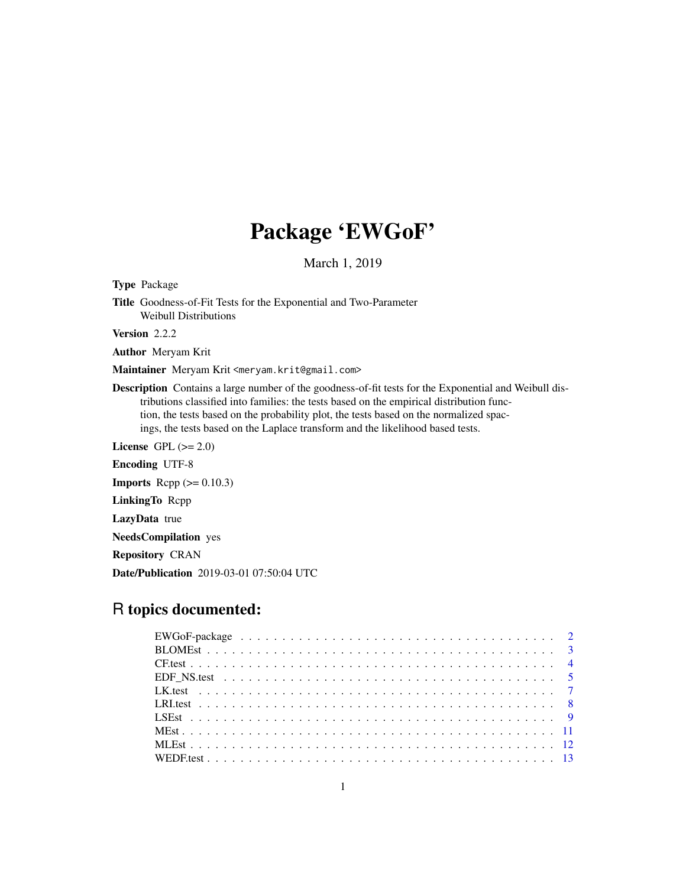# Package 'EWGoF'

March 1, 2019

**Type** Package

**Title** Goodness-of-Fit Tests for the Exponential and Two-Parameter Weibull Distributions

**Version** 2.2.2

**Author** Meryam Krit

**Maintainer** Meryam Krit <meryam.krit@gmail.com>

**Description** Contains a large number of the goodness-of-fit tests for the Exponential and Weibull distributions classified into families: the tests based on the empirical distribution function, the tests based on the probability plot, the tests based on the normalized spacings, the tests based on the Laplace transform and the likelihood based tests.

**License** GPL (>= 2.0)

**Encoding** UTF-8

**Imports** Rcpp (>= 0.10.3)

**LinkingTo** Rcpp

**LazyData** true

**NeedsCompilation** yes

**Repository** CRAN

**Date/Publication** 2019-03-01 07:50:04 UTC

## R topics documented:

| | |
|---|---|
| EWGoF-package | 2 |
| BLOMEst | 3 |
| CF.test | 4 |
| EDF_NS.test | 5 |
| LK.test | 7 |
| LRI.test | 8 |
| LSEst | 9 |
| MEst | 11 |
| MLEst | 12 |
| WEDF.test | 13 |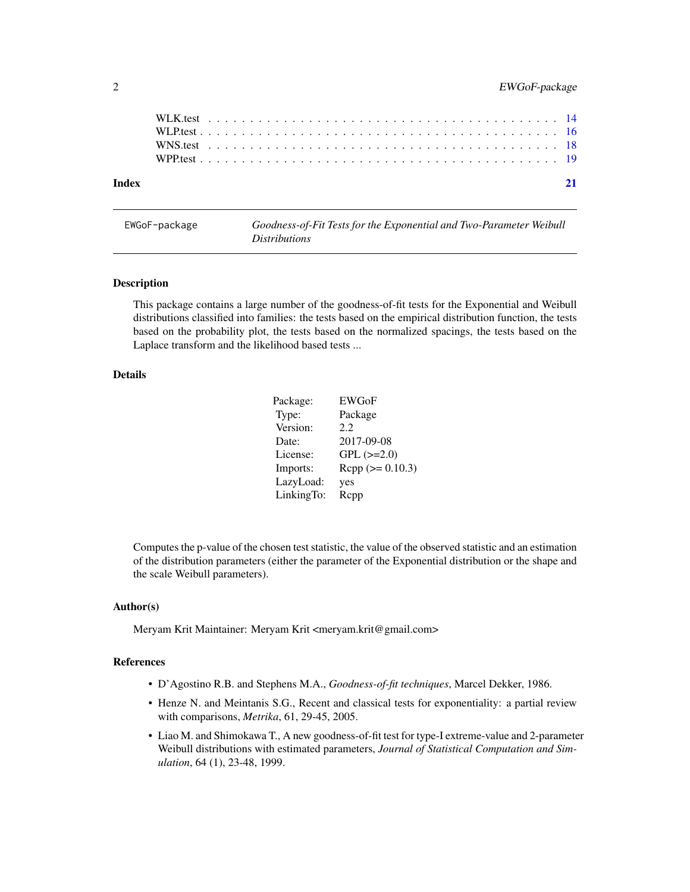| | |
|---|---|
| WLK.test | 14 |
| WLP.test | 16 |
| WNS.test | 18 |
| WPP.test | 19 |

**Index** **21**

---

EWGoF-package — *Goodness-of-Fit Tests for the Exponential and Two-Parameter Weibull Distributions*

---

## Description

This package contains a large number of the goodness-of-fit tests for the Exponential and Weibull distributions classified into families: the tests based on the empirical distribution function, the tests based on the probability plot, the tests based on the normalized spacings, the tests based on the Laplace transform and the likelihood based tests ...

## Details

| | |
|---|---|
| Package: | EWGoF |
| Type: | Package |
| Version: | 2.2 |
| Date: | 2017-09-08 |
| License: | GPL (>=2.0) |
| Imports: | Rcpp (>= 0.10.3) |
| LazyLoad: | yes |
| LinkingTo: | Rcpp |

Computes the p-value of the chosen test statistic, the value of the observed statistic and an estimation of the distribution parameters (either the parameter of the Exponential distribution or the shape and the scale Weibull parameters).

## Author(s)

Meryam Krit Maintainer: Meryam Krit <meryam.krit@gmail.com>

## References

- D'Agostino R.B. and Stephens M.A., *Goodness-of-fit techniques*, Marcel Dekker, 1986.
- Henze N. and Meintanis S.G., Recent and classical tests for exponentiality: a partial review with comparisons, *Metrika*, 61, 29-45, 2005.
- Liao M. and Shimokawa T., A new goodness-of-fit test for type-I extreme-value and 2-parameter Weibull distributions with estimated parameters, *Journal of Statistical Computation and Simulation*, 64 (1), 23-48, 1999.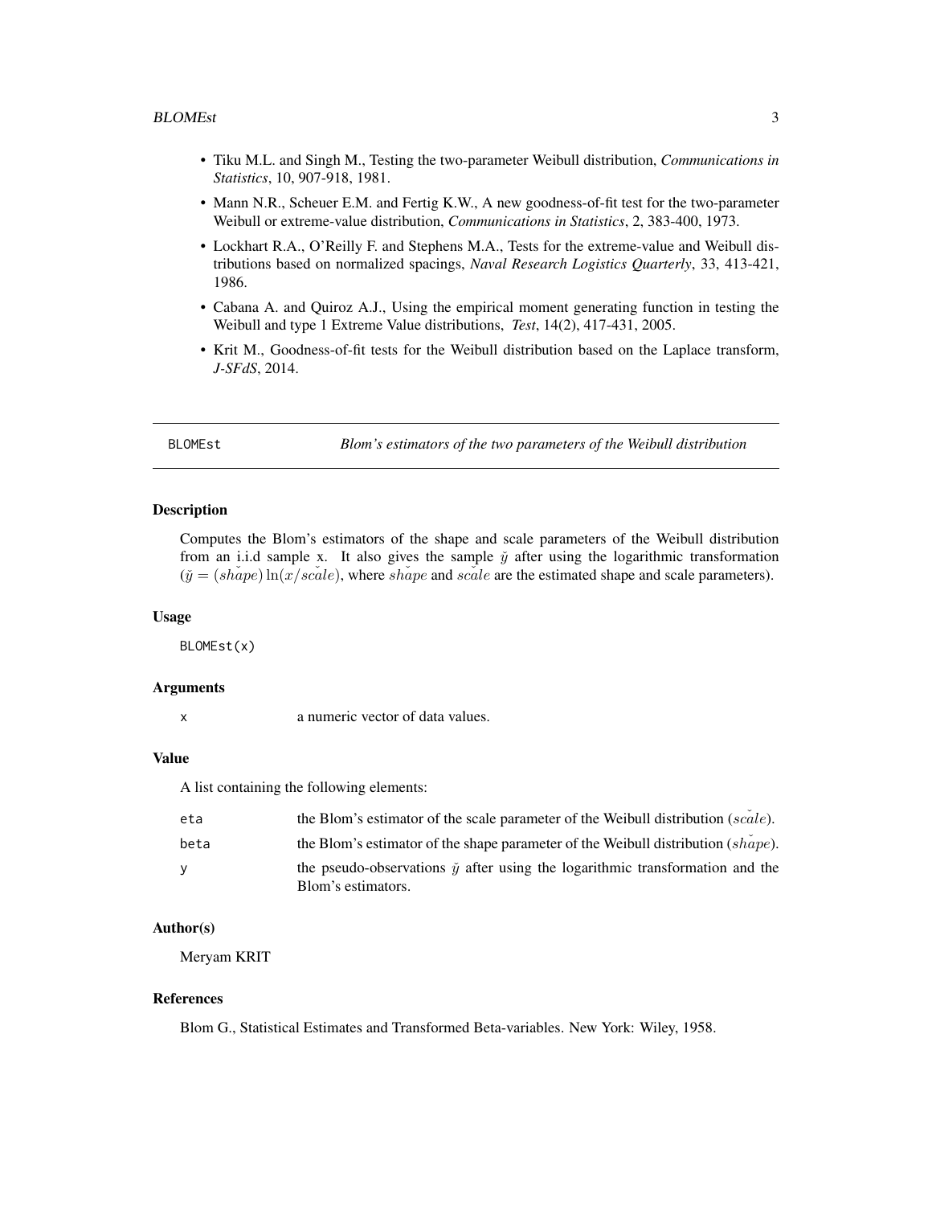- Tiku M.L. and Singh M., Testing the two-parameter Weibull distribution, *Communications in Statistics*, 10, 907-918, 1981.
- Mann N.R., Scheuer E.M. and Fertig K.W., A new goodness-of-fit test for the two-parameter Weibull or extreme-value distribution, *Communications in Statistics*, 2, 383-400, 1973.
- Lockhart R.A., O'Reilly F. and Stephens M.A., Tests for the extreme-value and Weibull distributions based on normalized spacings, *Naval Research Logistics Quarterly*, 33, 413-421, 1986.
- Cabana A. and Quiroz A.J., Using the empirical moment generating function in testing the Weibull and type 1 Extreme Value distributions, *Test*, 14(2), 417-431, 2005.
- Krit M., Goodness-of-fit tests for the Weibull distribution based on the Laplace transform, *J-SFdS*, 2014.

---

## BLOMEst — *Blom's estimators of the two parameters of the Weibull distribution*

### Description

Computes the Blom's estimators of the shape and scale parameters of the Weibull distribution from an i.i.d sample x. It also gives the sample $\breve{y}$ after using the logarithmic transformation ($\breve{y} = (\breve{shape}) \ln(x/\breve{scale})$, where $\breve{shape}$ and $\breve{scale}$ are the estimated shape and scale parameters).

### Usage

```
BLOMEst(x)
```

### Arguments

| | |
|---|---|
| x | a numeric vector of data values. |

### Value

A list containing the following elements:

| | |
|---|---|
| eta | the Blom's estimator of the scale parameter of the Weibull distribution ($\breve{scale}$). |
| beta | the Blom's estimator of the shape parameter of the Weibull distribution ($\breve{shape}$). |
| y | the pseudo-observations $\breve{y}$ after using the logarithmic transformation and the Blom's estimators. |

### Author(s)

Meryam KRIT

### References

Blom G., Statistical Estimates and Transformed Beta-variables. New York: Wiley, 1958.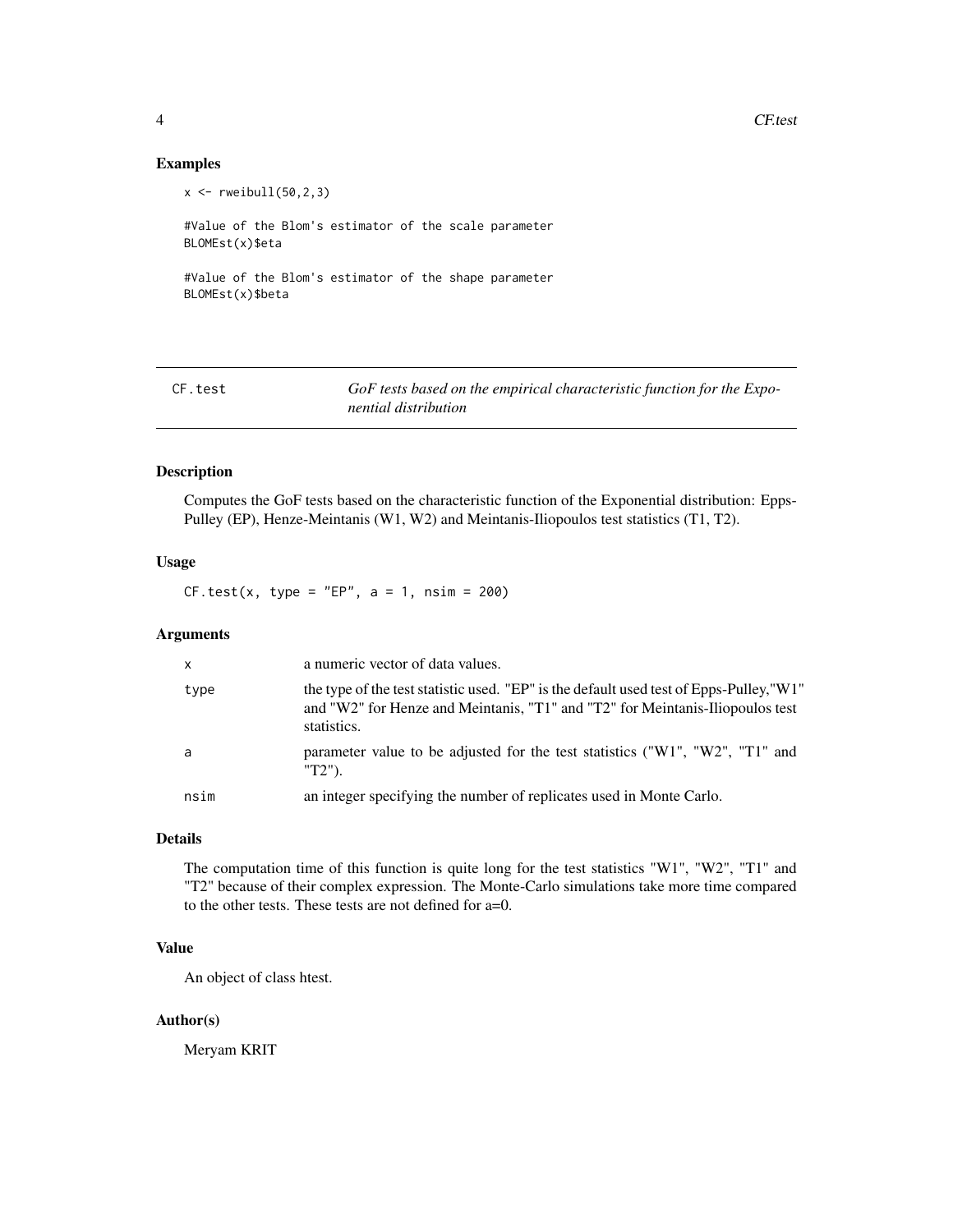### Examples

```
x <- rweibull(50,2,3)

#Value of the Blom's estimator of the scale parameter
BLOMEst(x)$eta

#Value of the Blom's estimator of the shape parameter
BLOMEst(x)$beta
```

---

## CF.test — *GoF tests based on the empirical characteristic function for the Exponential distribution*

---

### Description

Computes the GoF tests based on the characteristic function of the Exponential distribution: Epps-Pulley (EP), Henze-Meintanis (W1, W2) and Meintanis-Iliopoulos test statistics (T1, T2).

### Usage

```
CF.test(x, type = "EP", a = 1, nsim = 200)
```

### Arguments

| | |
|---|---|
| x | a numeric vector of data values. |
| type | the type of the test statistic used. "EP" is the default used test of Epps-Pulley,"W1" and "W2" for Henze and Meintanis, "T1" and "T2" for Meintanis-Iliopoulos test statistics. |
| a | parameter value to be adjusted for the test statistics ("W1", "W2", "T1" and "T2"). |
| nsim | an integer specifying the number of replicates used in Monte Carlo. |

### Details

The computation time of this function is quite long for the test statistics "W1", "W2", "T1" and "T2" because of their complex expression. The Monte-Carlo simulations take more time compared to the other tests. These tests are not defined for a=0.

### Value

An object of class htest.

### Author(s)

Meryam KRIT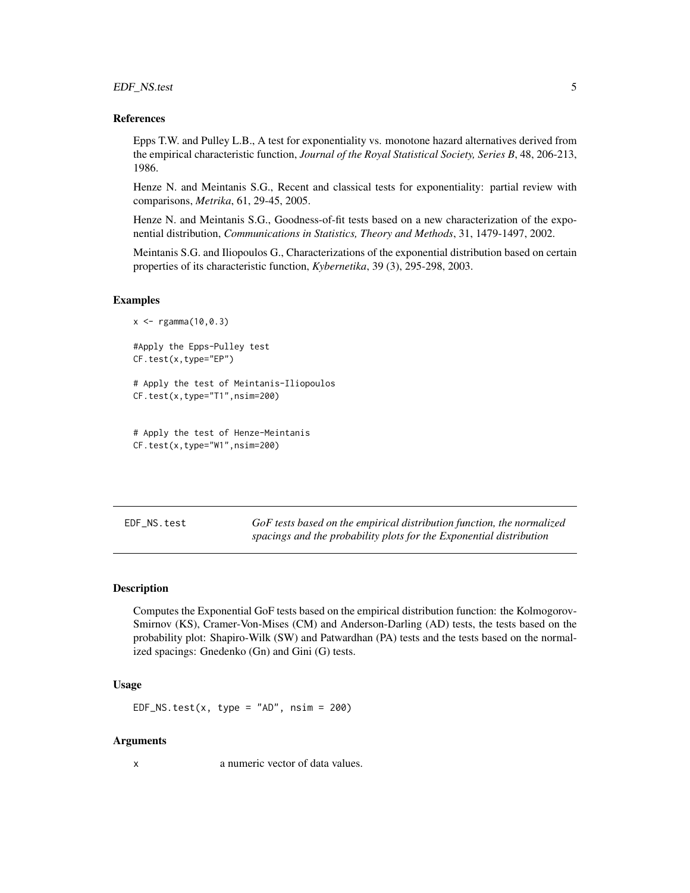### References

Epps T.W. and Pulley L.B., A test for exponentiality vs. monotone hazard alternatives derived from the empirical characteristic function, *Journal of the Royal Statistical Society, Series B*, 48, 206-213, 1986.

Henze N. and Meintanis S.G., Recent and classical tests for exponentiality: partial review with comparisons, *Metrika*, 61, 29-45, 2005.

Henze N. and Meintanis S.G., Goodness-of-fit tests based on a new characterization of the exponential distribution, *Communications in Statistics, Theory and Methods*, 31, 1479-1497, 2002.

Meintanis S.G. and Iliopoulos G., Characterizations of the exponential distribution based on certain properties of its characteristic function, *Kybernetika*, 39 (3), 295-298, 2003.

### Examples

```
x <- rgamma(10,0.3)

#Apply the Epps-Pulley test
CF.test(x,type="EP")

# Apply the test of Meintanis-Iliopoulos
CF.test(x,type="T1",nsim=200)


# Apply the test of Henze-Meintanis
CF.test(x,type="W1",nsim=200)
```

---

## EDF_NS.test — *GoF tests based on the empirical distribution function, the normalized spacings and the probability plots for the Exponential distribution*

### Description

Computes the Exponential GoF tests based on the empirical distribution function: the Kolmogorov-Smirnov (KS), Cramer-Von-Mises (CM) and Anderson-Darling (AD) tests, the tests based on the probability plot: Shapiro-Wilk (SW) and Patwardhan (PA) tests and the tests based on the normalized spacings: Gnedenko (Gn) and Gini (G) tests.

### Usage

```
EDF_NS.test(x, type = "AD", nsim = 200)
```

### Arguments

| | |
|---|---|
| x | a numeric vector of data values. |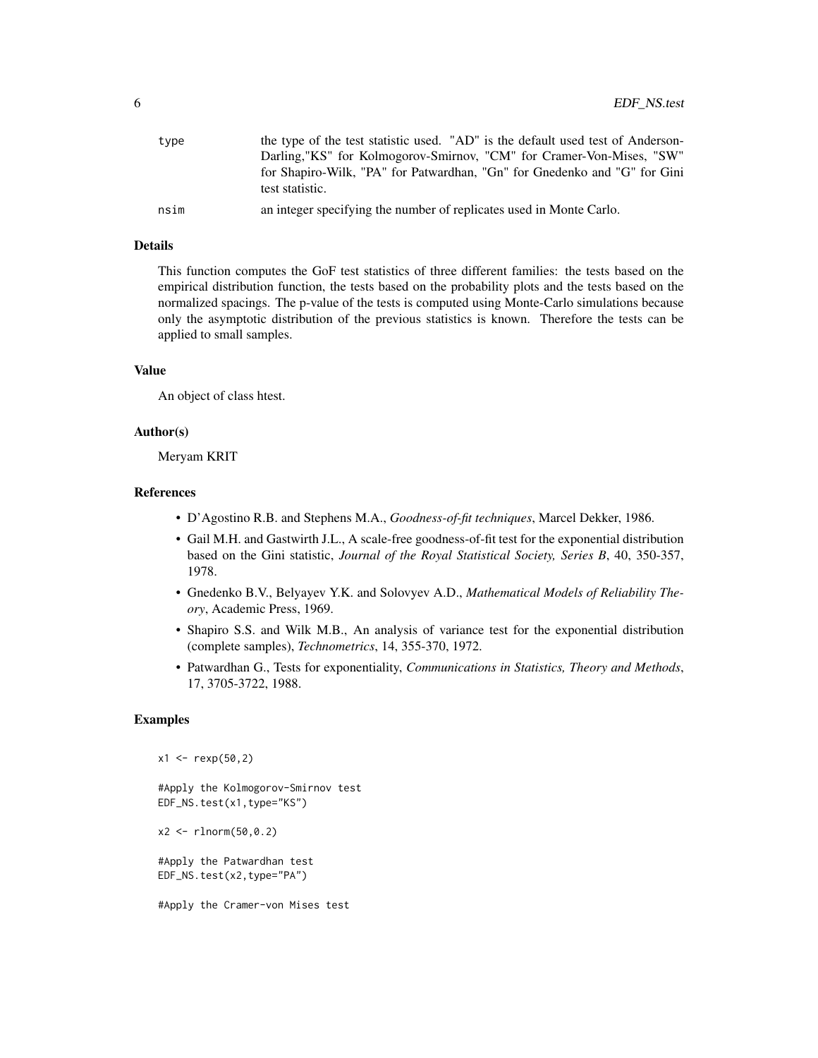| | |
|---|---|
| type | the type of the test statistic used. "AD" is the default used test of Anderson-Darling,"KS" for Kolmogorov-Smirnov, "CM" for Cramer-Von-Mises, "SW" for Shapiro-Wilk, "PA" for Patwardhan, "Gn" for Gnedenko and "G" for Gini test statistic. |
| nsim | an integer specifying the number of replicates used in Monte Carlo. |

### Details

This function computes the GoF test statistics of three different families: the tests based on the empirical distribution function, the tests based on the probability plots and the tests based on the normalized spacings. The p-value of the tests is computed using Monte-Carlo simulations because only the asymptotic distribution of the previous statistics is known. Therefore the tests can be applied to small samples.

### Value

An object of class htest.

### Author(s)

Meryam KRIT

### References

- D'Agostino R.B. and Stephens M.A., *Goodness-of-fit techniques*, Marcel Dekker, 1986.
- Gail M.H. and Gastwirth J.L., A scale-free goodness-of-fit test for the exponential distribution based on the Gini statistic, *Journal of the Royal Statistical Society, Series B*, 40, 350-357, 1978.
- Gnedenko B.V., Belyayev Y.K. and Solovyev A.D., *Mathematical Models of Reliability Theory*, Academic Press, 1969.
- Shapiro S.S. and Wilk M.B., An analysis of variance test for the exponential distribution (complete samples), *Technometrics*, 14, 355-370, 1972.
- Patwardhan G., Tests for exponentiality, *Communications in Statistics, Theory and Methods*, 17, 3705-3722, 1988.

### Examples

```
x1 <- rexp(50,2)

#Apply the Kolmogorov-Smirnov test
EDF_NS.test(x1,type="KS")

x2 <- rlnorm(50,0.2)

#Apply the Patwardhan test
EDF_NS.test(x2,type="PA")

#Apply the Cramer-von Mises test
```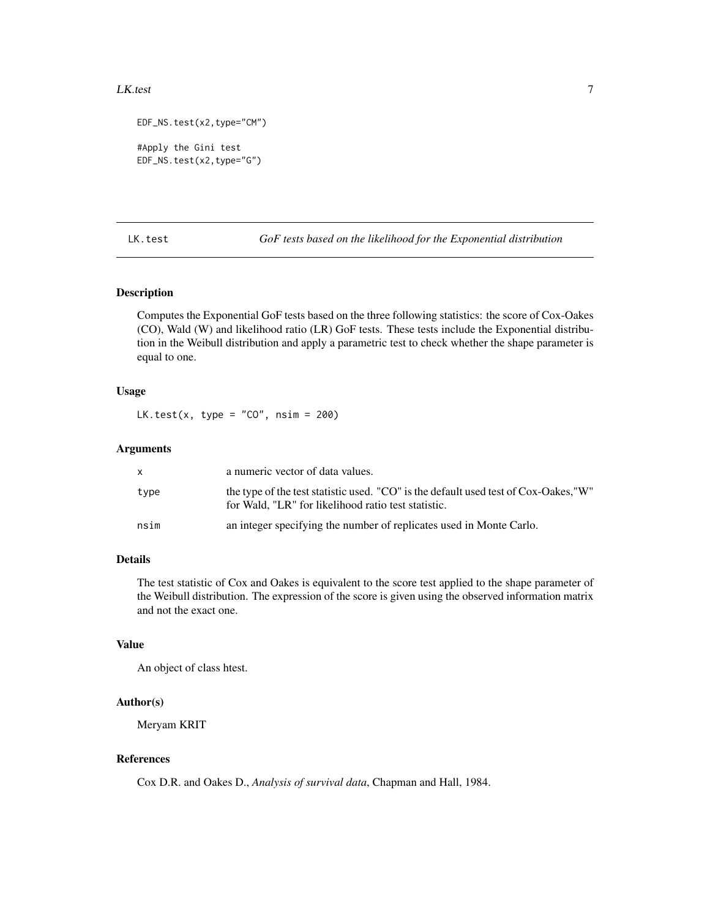```
EDF_NS.test(x2,type="CM")

#Apply the Gini test
EDF_NS.test(x2,type="G")
```

## LK.test — *GoF tests based on the likelihood for the Exponential distribution*

### Description

Computes the Exponential GoF tests based on the three following statistics: the score of Cox-Oakes (CO), Wald (W) and likelihood ratio (LR) GoF tests. These tests include the Exponential distribution in the Weibull distribution and apply a parametric test to check whether the shape parameter is equal to one.

### Usage

```
LK.test(x, type = "CO", nsim = 200)
```

### Arguments

| | |
|---|---|
| x | a numeric vector of data values. |
| type | the type of the test statistic used. "CO" is the default used test of Cox-Oakes,"W" for Wald, "LR" for likelihood ratio test statistic. |
| nsim | an integer specifying the number of replicates used in Monte Carlo. |

### Details

The test statistic of Cox and Oakes is equivalent to the score test applied to the shape parameter of the Weibull distribution. The expression of the score is given using the observed information matrix and not the exact one.

### Value

An object of class htest.

### Author(s)

Meryam KRIT

### References

Cox D.R. and Oakes D., *Analysis of survival data*, Chapman and Hall, 1984.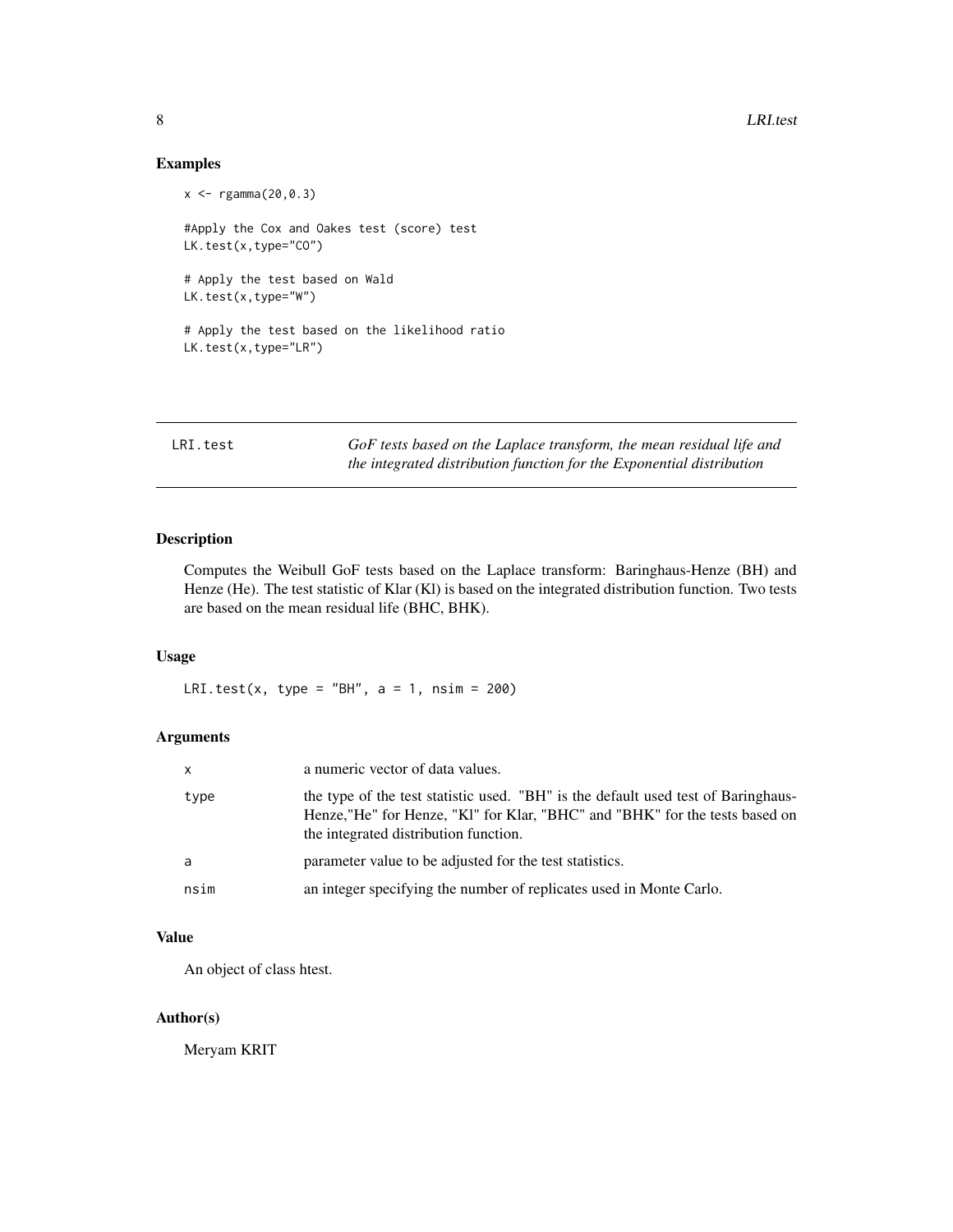## Examples

```
x <- rgamma(20,0.3)

#Apply the Cox and Oakes test (score) test
LK.test(x,type="CO")

# Apply the test based on Wald
LK.test(x,type="W")

# Apply the test based on the likelihood ratio
LK.test(x,type="LR")
```

---

# LRI.test — *GoF tests based on the Laplace transform, the mean residual life and the integrated distribution function for the Exponential distribution*

---

## Description

Computes the Weibull GoF tests based on the Laplace transform: Baringhaus-Henze (BH) and Henze (He). The test statistic of Klar (Kl) is based on the integrated distribution function. Two tests are based on the mean residual life (BHC, BHK).

## Usage

```
LRI.test(x, type = "BH", a = 1, nsim = 200)
```

## Arguments

| | |
|---|---|
| x | a numeric vector of data values. |
| type | the type of the test statistic used. "BH" is the default used test of Baringhaus-Henze,"He" for Henze, "Kl" for Klar, "BHC" and "BHK" for the tests based on the integrated distribution function. |
| a | parameter value to be adjusted for the test statistics. |
| nsim | an integer specifying the number of replicates used in Monte Carlo. |

## Value

An object of class htest.

## Author(s)

Meryam KRIT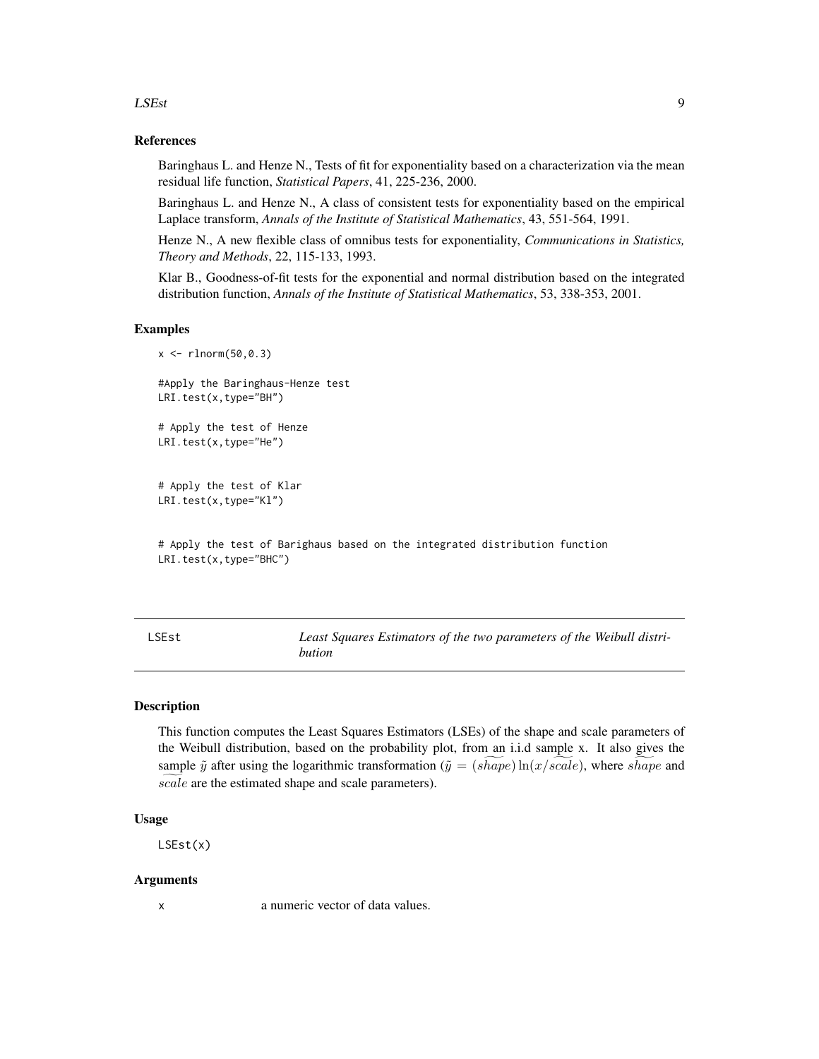### References

Baringhaus L. and Henze N., Tests of fit for exponentiality based on a characterization via the mean residual life function, *Statistical Papers*, 41, 225-236, 2000.

Baringhaus L. and Henze N., A class of consistent tests for exponentiality based on the empirical Laplace transform, *Annals of the Institute of Statistical Mathematics*, 43, 551-564, 1991.

Henze N., A new flexible class of omnibus tests for exponentiality, *Communications in Statistics, Theory and Methods*, 22, 115-133, 1993.

Klar B., Goodness-of-fit tests for the exponential and normal distribution based on the integrated distribution function, *Annals of the Institute of Statistical Mathematics*, 53, 338-353, 2001.

### Examples

```
x <- rlnorm(50,0.3)

#Apply the Baringhaus-Henze test
LRI.test(x,type="BH")

# Apply the test of Henze
LRI.test(x,type="He")


# Apply the test of Klar
LRI.test(x,type="Kl")


# Apply the test of Barighaus based on the integrated distribution function
LRI.test(x,type="BHC")
```

---

## LSEst — *Least Squares Estimators of the two parameters of the Weibull distribution*

### Description

This function computes the Least Squares Estimators (LSEs) of the shape and scale parameters of the Weibull distribution, based on the probability plot, from an i.i.d sample x. It also gives the sample $\tilde{y}$ after using the logarithmic transformation ($\tilde{y} = (\widetilde{shape}) \ln(x/\widetilde{scale})$, where $\widetilde{shape}$ and $\widetilde{scale}$ are the estimated shape and scale parameters).

### Usage

```
LSEst(x)
```

### Arguments

x        a numeric vector of data values.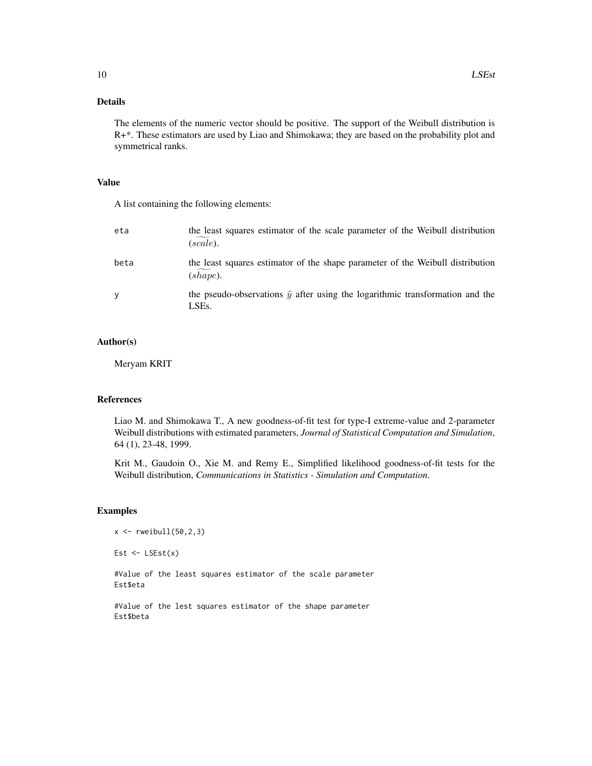## Details

The elements of the numeric vector should be positive. The support of the Weibull distribution is R+*. These estimators are used by Liao and Shimokawa; they are based on the probability plot and symmetrical ranks.

## Value

A list containing the following elements:

| | |
|---|---|
| eta | the least squares estimator of the scale parameter of the Weibull distribution ($\widetilde{scale}$). |
| beta | the least squares estimator of the shape parameter of the Weibull distribution ($\widetilde{shape}$). |
| y | the pseudo-observations $\tilde{y}$ after using the logarithmic transformation and the LSEs. |

## Author(s)

Meryam KRIT

## References

Liao M. and Shimokawa T., A new goodness-of-fit test for type-I extreme-value and 2-parameter Weibull distributions with estimated parameters, *Journal of Statistical Computation and Simulation*, 64 (1), 23-48, 1999.

Krit M., Gaudoin O., Xie M. and Remy E., Simplified likelihood goodness-of-fit tests for the Weibull distribution, *Communications in Statistics - Simulation and Computation*.

## Examples

```
x <- rweibull(50,2,3)

Est <- LSEst(x)

#Value of the least squares estimator of the scale parameter
Est$eta

#Value of the lest squares estimator of the shape parameter
Est$beta
```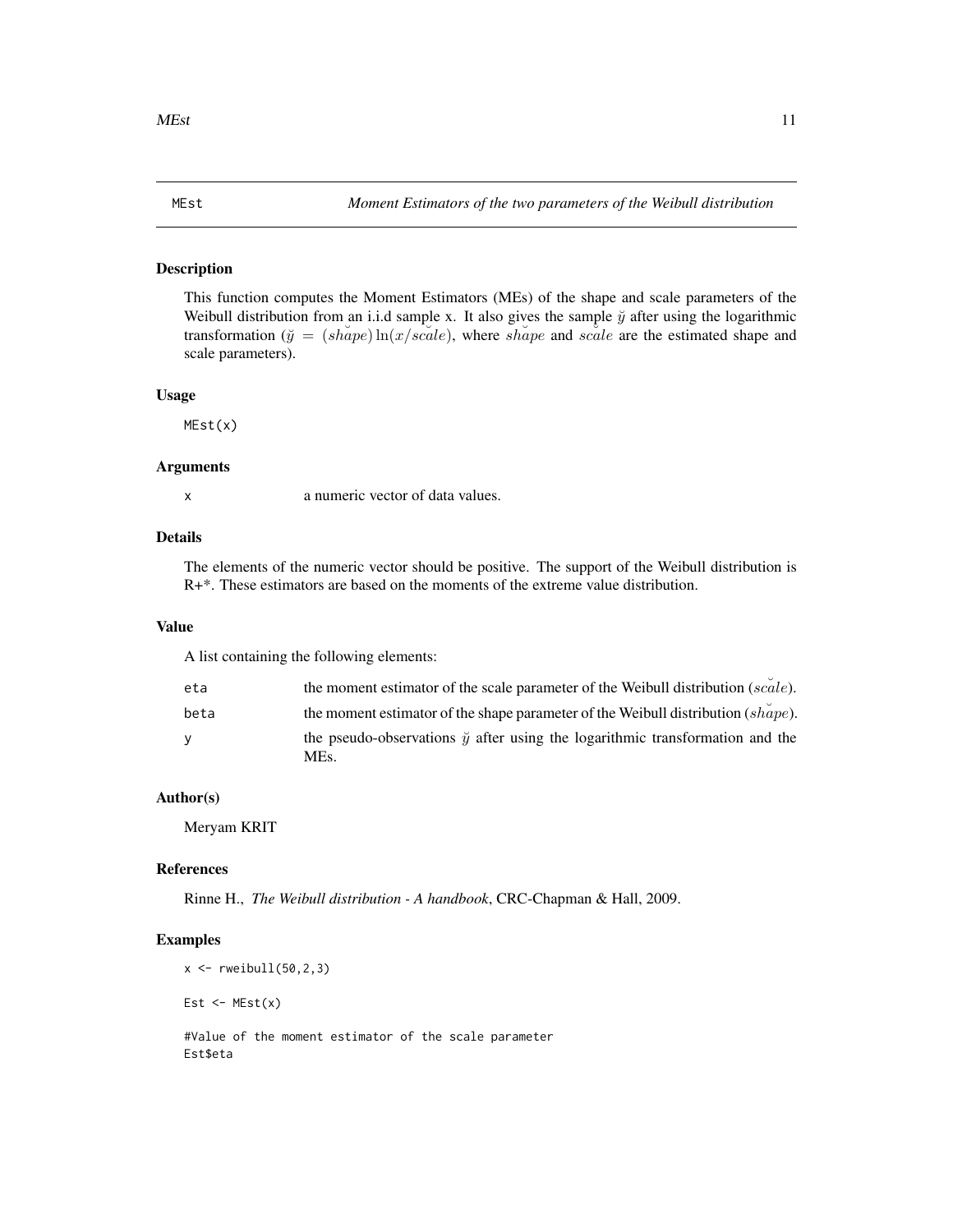MEst *Moment Estimators of the two parameters of the Weibull distribution*

### Description

This function computes the Moment Estimators (MEs) of the shape and scale parameters of the Weibull distribution from an i.i.d sample x. It also gives the sample $\breve{y}$ after using the logarithmic transformation ($\breve{y} = (\breve{shape})\ln(x/\breve{scale})$, where $\breve{shape}$ and $\breve{scale}$ are the estimated shape and scale parameters).

### Usage

```
MEst(x)
```

### Arguments

| | |
|---|---|
| x | a numeric vector of data values. |

### Details

The elements of the numeric vector should be positive. The support of the Weibull distribution is R+*. These estimators are based on the moments of the extreme value distribution.

### Value

A list containing the following elements:

| | |
|---|---|
| eta | the moment estimator of the scale parameter of the Weibull distribution ($\breve{scale}$). |
| beta | the moment estimator of the shape parameter of the Weibull distribution ($\breve{shape}$). |
| y | the pseudo-observations $\breve{y}$ after using the logarithmic transformation and the MEs. |

### Author(s)

Meryam KRIT

### References

Rinne H., *The Weibull distribution - A handbook*, CRC-Chapman & Hall, 2009.

### Examples

```
x <- rweibull(50,2,3)

Est <- MEst(x)

#Value of the moment estimator of the scale parameter
Est$eta
```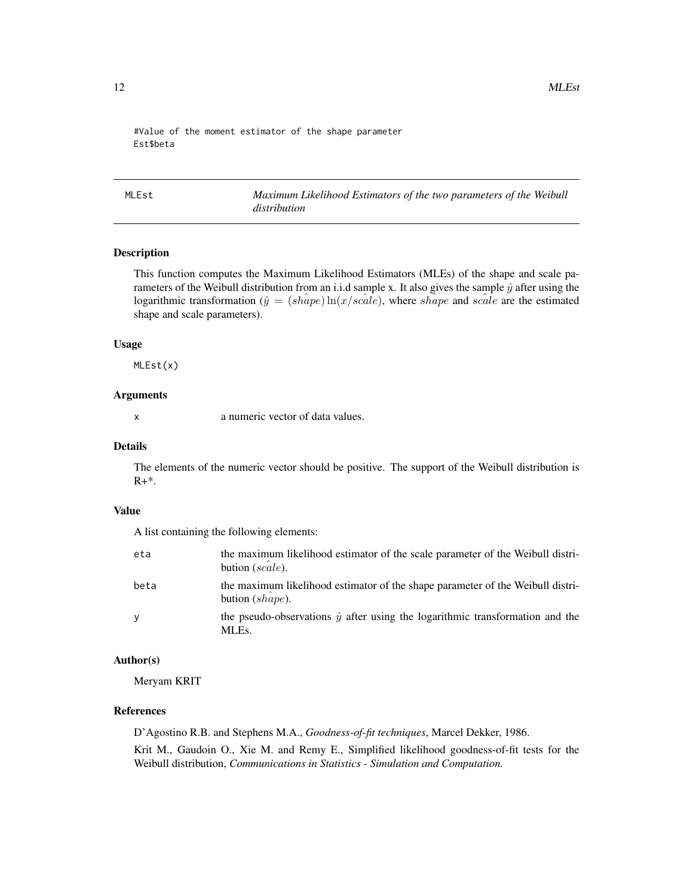```
#Value of the moment estimator of the shape parameter
Est$beta
```

---

## MLEst — *Maximum Likelihood Estimators of the two parameters of the Weibull distribution*

---

### Description

This function computes the Maximum Likelihood Estimators (MLEs) of the shape and scale parameters of the Weibull distribution from an i.i.d sample x. It also gives the sample $\hat{y}$ after using the logarithmic transformation ($\hat{y} = (\hat{shape}) \ln(x/\hat{scale})$, where $\hat{shape}$ and $\hat{scale}$ are the estimated shape and scale parameters).

### Usage

```
MLEst(x)
```

### Arguments

| | |
|---|---|
| x | a numeric vector of data values. |

### Details

The elements of the numeric vector should be positive. The support of the Weibull distribution is R+*.

### Value

A list containing the following elements:

| | |
|---|---|
| eta | the maximum likelihood estimator of the scale parameter of the Weibull distribution ($\hat{scale}$). |
| beta | the maximum likelihood estimator of the shape parameter of the Weibull distribution ($\hat{shape}$). |
| y | the pseudo-observations $\hat{y}$ after using the logarithmic transformation and the MLEs. |

### Author(s)

Meryam KRIT

### References

D'Agostino R.B. and Stephens M.A., *Goodness-of-fit techniques*, Marcel Dekker, 1986.

Krit M., Gaudoin O., Xie M. and Remy E., Simplified likelihood goodness-of-fit tests for the Weibull distribution, *Communications in Statistics - Simulation and Computation.*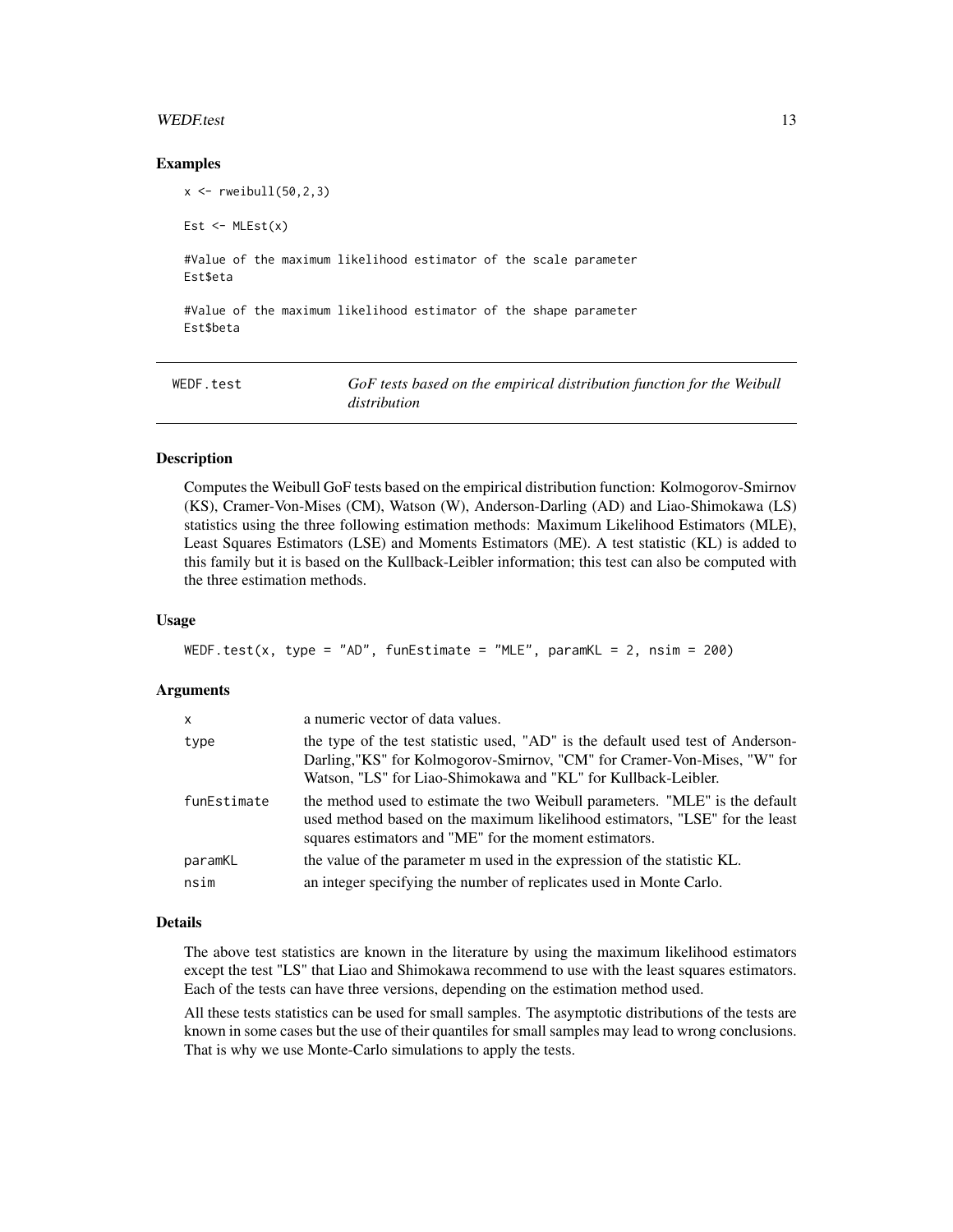## Examples

```
x <- rweibull(50,2,3)

Est <- MLEst(x)

#Value of the maximum likelihood estimator of the scale parameter
Est$eta

#Value of the maximum likelihood estimator of the shape parameter
Est$beta
```

---

# WEDF.test — *GoF tests based on the empirical distribution function for the Weibull distribution*

---

## Description

Computes the Weibull GoF tests based on the empirical distribution function: Kolmogorov-Smirnov (KS), Cramer-Von-Mises (CM), Watson (W), Anderson-Darling (AD) and Liao-Shimokawa (LS) statistics using the three following estimation methods: Maximum Likelihood Estimators (MLE), Least Squares Estimators (LSE) and Moments Estimators (ME). A test statistic (KL) is added to this family but it is based on the Kullback-Leibler information; this test can also be computed with the three estimation methods.

## Usage

```
WEDF.test(x, type = "AD", funEstimate = "MLE", paramKL = 2, nsim = 200)
```

## Arguments

| | |
|---|---|
| `x` | a numeric vector of data values. |
| `type` | the type of the test statistic used, "AD" is the default used test of Anderson-Darling,"KS" for Kolmogorov-Smirnov, "CM" for Cramer-Von-Mises, "W" for Watson, "LS" for Liao-Shimokawa and "KL" for Kullback-Leibler. |
| `funEstimate` | the method used to estimate the two Weibull parameters. "MLE" is the default used method based on the maximum likelihood estimators, "LSE" for the least squares estimators and "ME" for the moment estimators. |
| `paramKL` | the value of the parameter m used in the expression of the statistic KL. |
| `nsim` | an integer specifying the number of replicates used in Monte Carlo. |

## Details

The above test statistics are known in the literature by using the maximum likelihood estimators except the test "LS" that Liao and Shimokawa recommend to use with the least squares estimators. Each of the tests can have three versions, depending on the estimation method used.

All these tests statistics can be used for small samples. The asymptotic distributions of the tests are known in some cases but the use of their quantiles for small samples may lead to wrong conclusions. That is why we use Monte-Carlo simulations to apply the tests.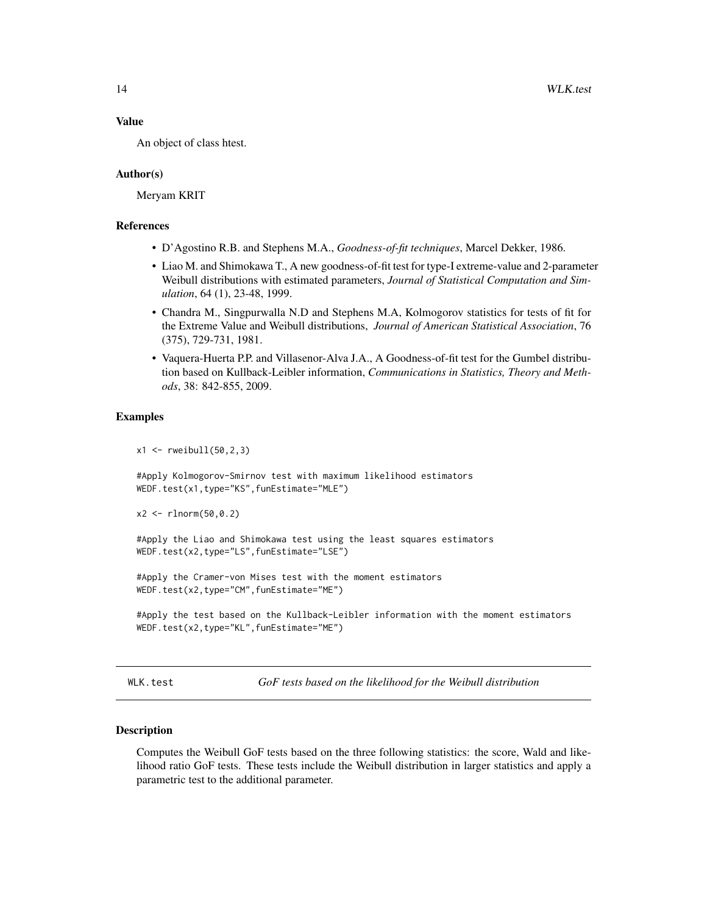### Value

An object of class htest.

### Author(s)

Meryam KRIT

### References

- D'Agostino R.B. and Stephens M.A., *Goodness-of-fit techniques*, Marcel Dekker, 1986.
- Liao M. and Shimokawa T., A new goodness-of-fit test for type-I extreme-value and 2-parameter Weibull distributions with estimated parameters, *Journal of Statistical Computation and Simulation*, 64 (1), 23-48, 1999.
- Chandra M., Singpurwalla N.D and Stephens M.A, Kolmogorov statistics for tests of fit for the Extreme Value and Weibull distributions, *Journal of American Statistical Association*, 76 (375), 729-731, 1981.
- Vaquera-Huerta P.P. and Villasenor-Alva J.A., A Goodness-of-fit test for the Gumbel distribution based on Kullback-Leibler information, *Communications in Statistics, Theory and Methods*, 38: 842-855, 2009.

### Examples

```
x1 <- rweibull(50,2,3)

#Apply Kolmogorov-Smirnov test with maximum likelihood estimators
WEDF.test(x1,type="KS",funEstimate="MLE")

x2 <- rlnorm(50,0.2)

#Apply the Liao and Shimokawa test using the least squares estimators
WEDF.test(x2,type="LS",funEstimate="LSE")

#Apply the Cramer-von Mises test with the moment estimators
WEDF.test(x2,type="CM",funEstimate="ME")

#Apply the test based on the Kullback-Leibler information with the moment estimators
WEDF.test(x2,type="KL",funEstimate="ME")
```

---

## WLK.test — *GoF tests based on the likelihood for the Weibull distribution*

### Description

Computes the Weibull GoF tests based on the three following statistics: the score, Wald and likelihood ratio GoF tests. These tests include the Weibull distribution in larger statistics and apply a parametric test to the additional parameter.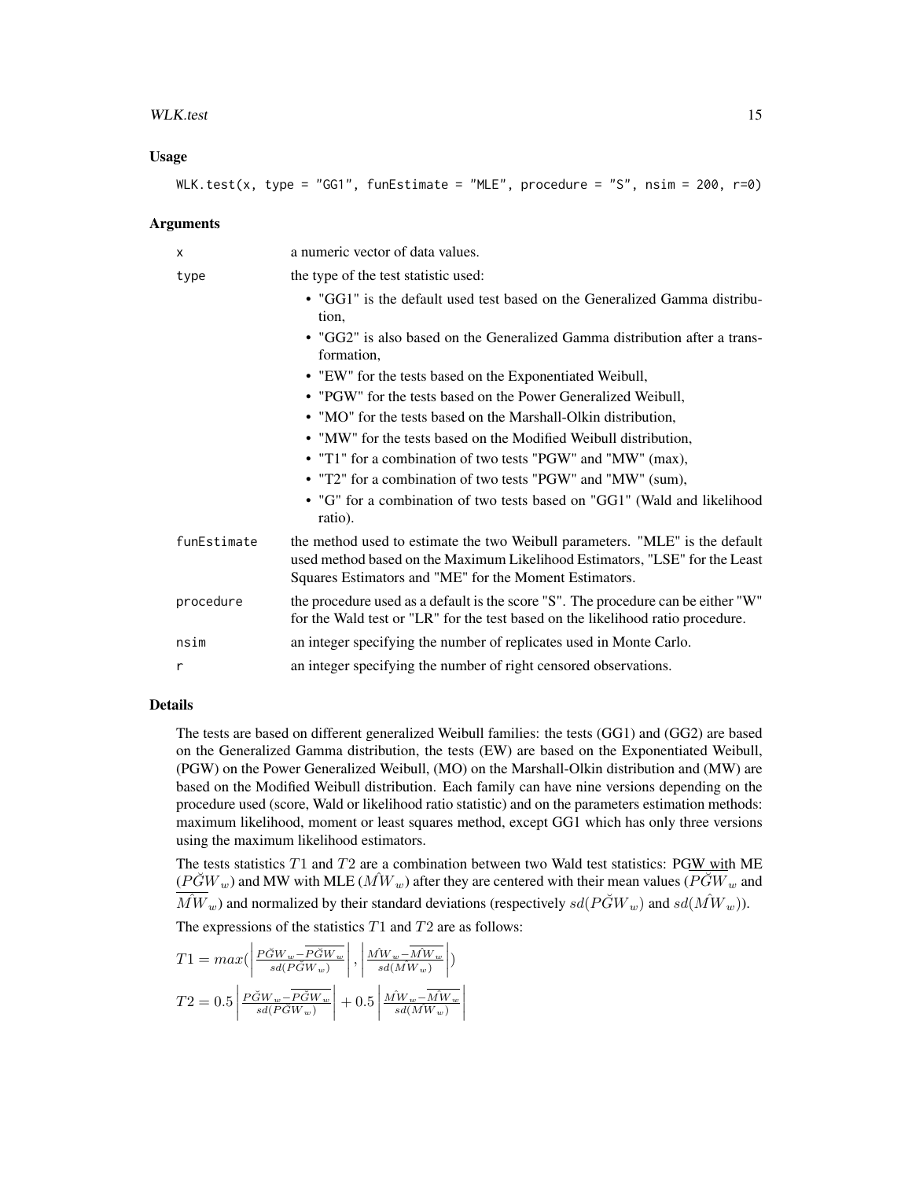## Usage

```
WLK.test(x, type = "GG1", funEstimate = "MLE", procedure = "S", nsim = 200, r=0)
```

## Arguments

| | |
|---|---|
| x | a numeric vector of data values. |
| type | the type of the test statistic used: • "GG1" is the default used test based on the Generalized Gamma distribution, • "GG2" is also based on the Generalized Gamma distribution after a transformation, • "EW" for the tests based on the Exponentiated Weibull, • "PGW" for the tests based on the Power Generalized Weibull, • "MO" for the tests based on the Marshall-Olkin distribution, • "MW" for the tests based on the Modified Weibull distribution, • "T1" for a combination of two tests "PGW" and "MW" (max), • "T2" for a combination of two tests "PGW" and "MW" (sum), • "G" for a combination of two tests based on "GG1" (Wald and likelihood ratio). |
| funEstimate | the method used to estimate the two Weibull parameters. "MLE" is the default used method based on the Maximum Likelihood Estimators, "LSE" for the Least Squares Estimators and "ME" for the Moment Estimators. |
| procedure | the procedure used as a default is the score "S". The procedure can be either "W" for the Wald test or "LR" for the test based on the likelihood ratio procedure. |
| nsim | an integer specifying the number of replicates used in Monte Carlo. |
| r | an integer specifying the number of right censored observations. |

## Details

The tests are based on different generalized Weibull families: the tests (GG1) and (GG2) are based on the Generalized Gamma distribution, the tests (EW) are based on the Exponentiated Weibull, (PGW) on the Power Generalized Weibull, (MO) on the Marshall-Olkin distribution and (MW) are based on the Modified Weibull distribution. Each family can have nine versions depending on the procedure used (score, Wald or likelihood ratio statistic) and on the parameters estimation methods: maximum likelihood, moment or least squares method, except GG1 which has only three versions using the maximum likelihood estimators.

The tests statistics $T1$ and $T2$ are a combination between two Wald test statistics: PGW with ME ($\breve{PGW}_w$) and MW with MLE ($\hat{MW}_w$) after they are centered with their mean values ($\overline{\breve{PGW}_w}$ and $\overline{\hat{MW}_w}$) and normalized by their standard deviations (respectively $sd(\breve{PGW}_w)$ and $sd(\hat{MW}_w)$).

The expressions of the statistics $T1$ and $T2$ are as follows:

$$T1 = max(\left|\frac{\breve{PGW}_w - \overline{\breve{PGW}_w}}{sd(\breve{PGW}_w)}\right|, \left|\frac{\hat{MW}_w - \overline{\hat{MW}_w}}{sd(\hat{MW}_w)}\right|)$$

$$T2 = 0.5\left|\frac{\breve{PGW}_w - \overline{\breve{PGW}_w}}{sd(\breve{PGW}_w)}\right| + 0.5\left|\frac{\hat{MW}_w - \overline{\hat{MW}_w}}{sd(\hat{MW}_w)}\right|$$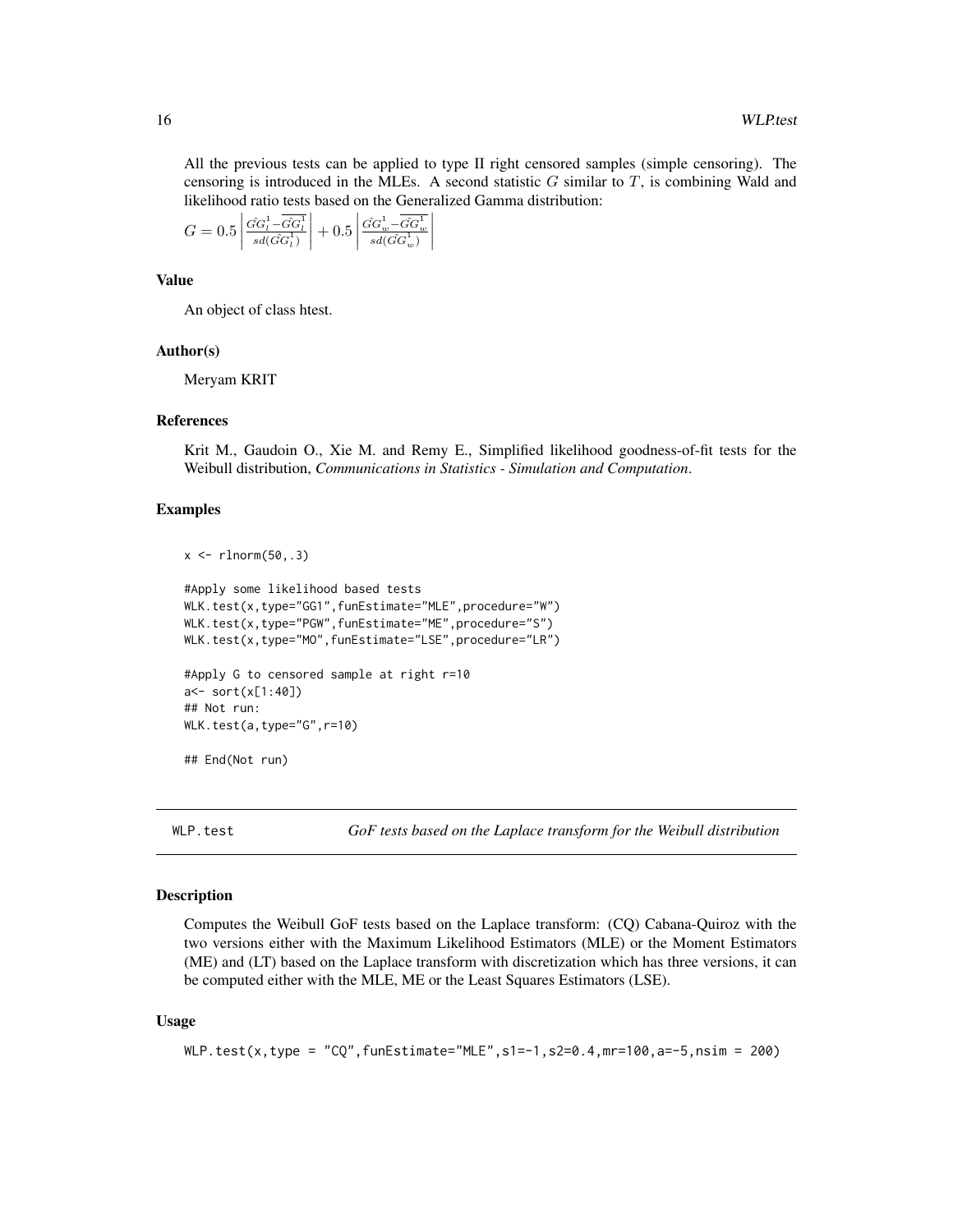All the previous tests can be applied to type II right censored samples (simple censoring). The censoring is introduced in the MLEs. A second statistic $G$ similar to $T$, is combining Wald and likelihood ratio tests based on the Generalized Gamma distribution:

$G = 0.5 \left| \frac{\hat{GG}_l^1 - \overline{\hat{GG}_l^1}}{sd(\hat{GG}_l^1)} \right| + 0.5 \left| \frac{\hat{GG}_w^1 - \overline{\hat{GG}_w^1}}{sd(\hat{GG}_w^1)} \right|$

### Value

An object of class htest.

### Author(s)

Meryam KRIT

### References

Krit M., Gaudoin O., Xie M. and Remy E., Simplified likelihood goodness-of-fit tests for the Weibull distribution, *Communications in Statistics - Simulation and Computation*.

### Examples

```
x <- rlnorm(50,.3)

#Apply some likelihood based tests
WLK.test(x,type="GG1",funEstimate="MLE",procedure="W")
WLK.test(x,type="PGW",funEstimate="ME",procedure="S")
WLK.test(x,type="MO",funEstimate="LSE",procedure="LR")

#Apply G to censored sample at right r=10
a<- sort(x[1:40])
## Not run:
WLK.test(a,type="G",r=10)

## End(Not run)
```

---

## WLP.test — *GoF tests based on the Laplace transform for the Weibull distribution*

### Description

Computes the Weibull GoF tests based on the Laplace transform: (CQ) Cabana-Quiroz with the two versions either with the Maximum Likelihood Estimators (MLE) or the Moment Estimators (ME) and (LT) based on the Laplace transform with discretization which has three versions, it can be computed either with the MLE, ME or the Least Squares Estimators (LSE).

### Usage

```
WLP.test(x,type = "CQ",funEstimate="MLE",s1=-1,s2=0.4,mr=100,a=-5,nsim = 200)
```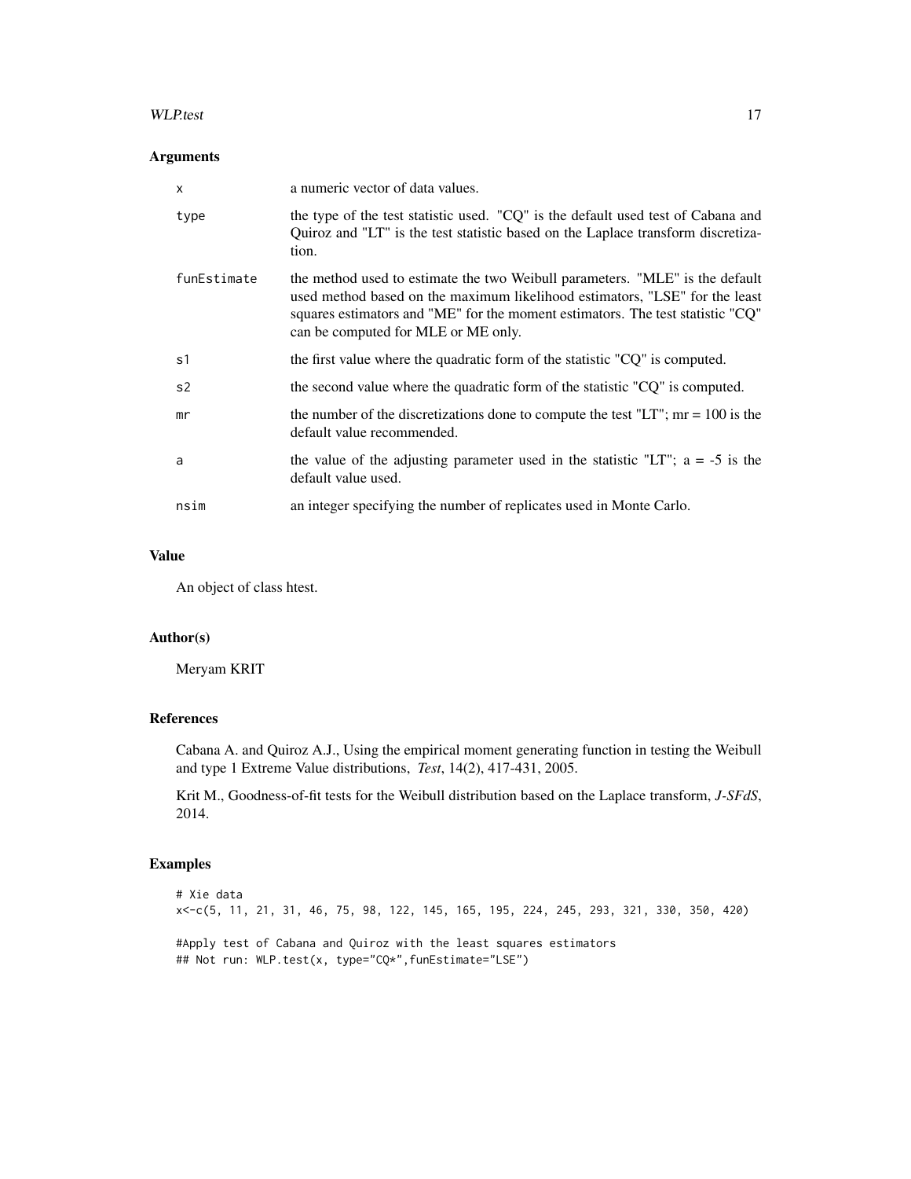### Arguments

| | |
|---|---|
| `x` | a numeric vector of data values. |
| `type` | the type of the test statistic used. "CQ" is the default used test of Cabana and Quiroz and "LT" is the test statistic based on the Laplace transform discretization. |
| `funEstimate` | the method used to estimate the two Weibull parameters. "MLE" is the default used method based on the maximum likelihood estimators, "LSE" for the least squares estimators and "ME" for the moment estimators. The test statistic "CQ" can be computed for MLE or ME only. |
| `s1` | the first value where the quadratic form of the statistic "CQ" is computed. |
| `s2` | the second value where the quadratic form of the statistic "CQ" is computed. |
| `mr` | the number of the discretizations done to compute the test "LT"; mr = 100 is the default value recommended. |
| `a` | the value of the adjusting parameter used in the statistic "LT"; a = -5 is the default value used. |
| `nsim` | an integer specifying the number of replicates used in Monte Carlo. |

### Value

An object of class htest.

### Author(s)

Meryam KRIT

### References

Cabana A. and Quiroz A.J., Using the empirical moment generating function in testing the Weibull and type 1 Extreme Value distributions, *Test*, 14(2), 417-431, 2005.

Krit M., Goodness-of-fit tests for the Weibull distribution based on the Laplace transform, *J-SFdS*, 2014.

### Examples

```
# Xie data
x<-c(5, 11, 21, 31, 46, 75, 98, 122, 145, 165, 195, 224, 245, 293, 321, 330, 350, 420)

#Apply test of Cabana and Quiroz with the least squares estimators
## Not run: WLP.test(x, type="CQ*",funEstimate="LSE")
```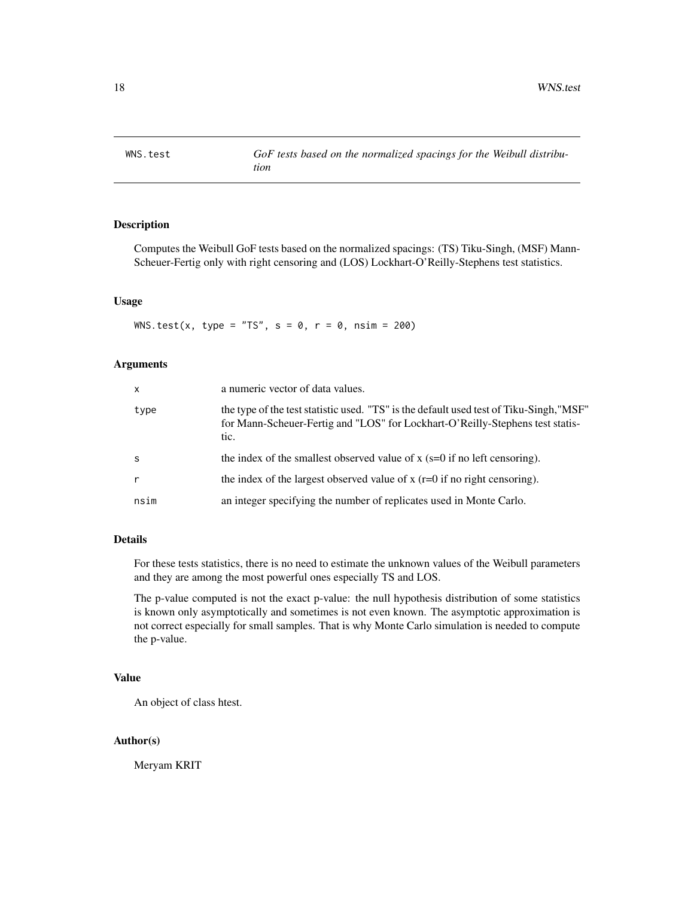## WNS.test — *GoF tests based on the normalized spacings for the Weibull distribution*

### Description

Computes the Weibull GoF tests based on the normalized spacings: (TS) Tiku-Singh, (MSF) Mann-Scheuer-Fertig only with right censoring and (LOS) Lockhart-O'Reilly-Stephens test statistics.

### Usage

```
WNS.test(x, type = "TS", s = 0, r = 0, nsim = 200)
```

### Arguments

| | |
|---|---|
| x | a numeric vector of data values. |
| type | the type of the test statistic used. "TS" is the default used test of Tiku-Singh,"MSF" for Mann-Scheuer-Fertig and "LOS" for Lockhart-O'Reilly-Stephens test statistic. |
| s | the index of the smallest observed value of x (s=0 if no left censoring). |
| r | the index of the largest observed value of x (r=0 if no right censoring). |
| nsim | an integer specifying the number of replicates used in Monte Carlo. |

### Details

For these tests statistics, there is no need to estimate the unknown values of the Weibull parameters and they are among the most powerful ones especially TS and LOS.

The p-value computed is not the exact p-value: the null hypothesis distribution of some statistics is known only asymptotically and sometimes is not even known. The asymptotic approximation is not correct especially for small samples. That is why Monte Carlo simulation is needed to compute the p-value.

### Value

An object of class htest.

### Author(s)

Meryam KRIT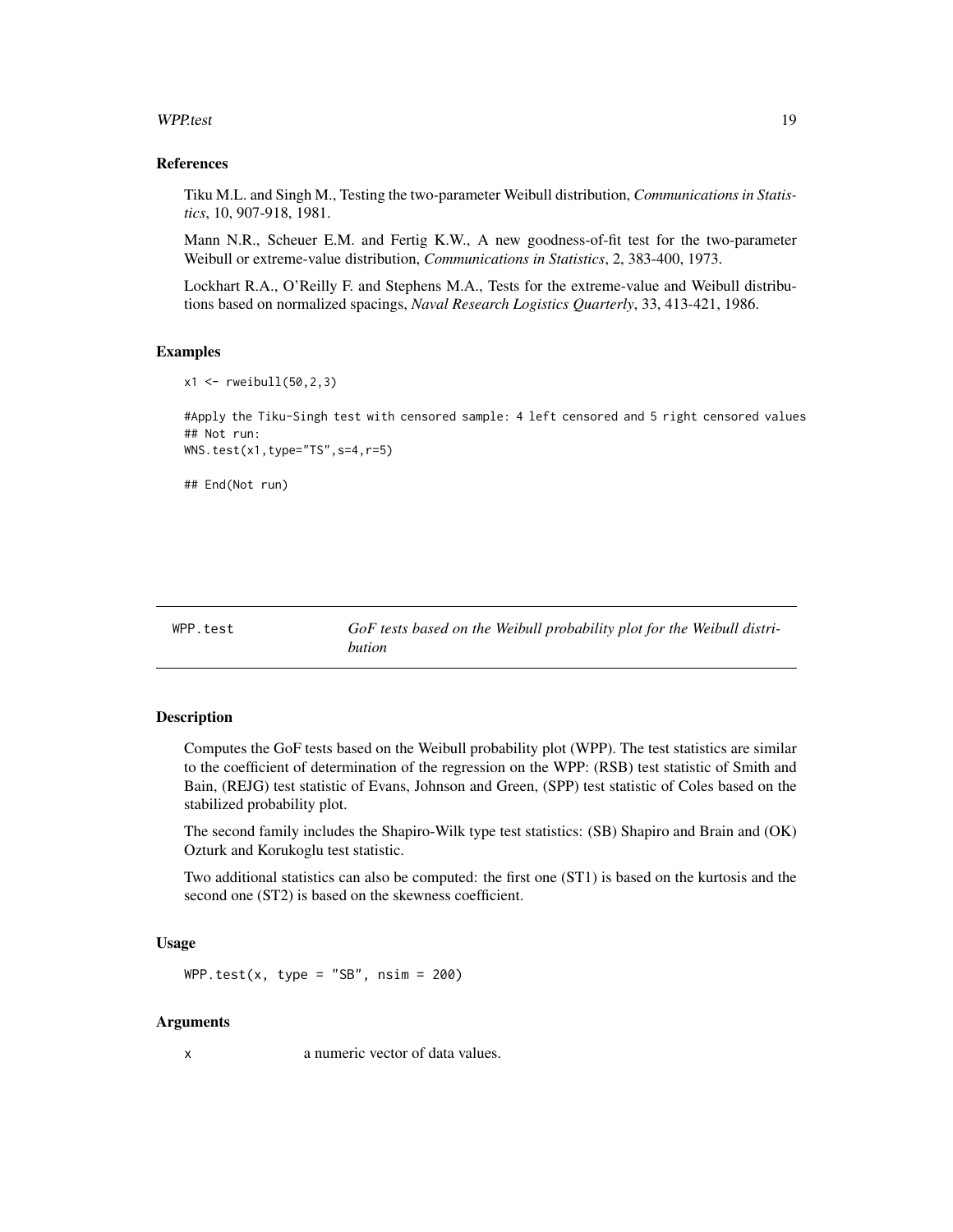### References

Tiku M.L. and Singh M., Testing the two-parameter Weibull distribution, *Communications in Statistics*, 10, 907-918, 1981.

Mann N.R., Scheuer E.M. and Fertig K.W., A new goodness-of-fit test for the two-parameter Weibull or extreme-value distribution, *Communications in Statistics*, 2, 383-400, 1973.

Lockhart R.A., O'Reilly F. and Stephens M.A., Tests for the extreme-value and Weibull distributions based on normalized spacings, *Naval Research Logistics Quarterly*, 33, 413-421, 1986.

### Examples

```
x1 <- rweibull(50,2,3)

#Apply the Tiku-Singh test with censored sample: 4 left censored and 5 right censored values
## Not run:
WNS.test(x1,type="TS",s=4,r=5)

## End(Not run)
```

---

## WPP.test — *GoF tests based on the Weibull probability plot for the Weibull distribution*

### Description

Computes the GoF tests based on the Weibull probability plot (WPP). The test statistics are similar to the coefficient of determination of the regression on the WPP: (RSB) test statistic of Smith and Bain, (REJG) test statistic of Evans, Johnson and Green, (SPP) test statistic of Coles based on the stabilized probability plot.

The second family includes the Shapiro-Wilk type test statistics: (SB) Shapiro and Brain and (OK) Ozturk and Korukoglu test statistic.

Two additional statistics can also be computed: the first one (ST1) is based on the kurtosis and the second one (ST2) is based on the skewness coefficient.

### Usage

```
WPP.test(x, type = "SB", nsim = 200)
```

### Arguments

x a numeric vector of data values.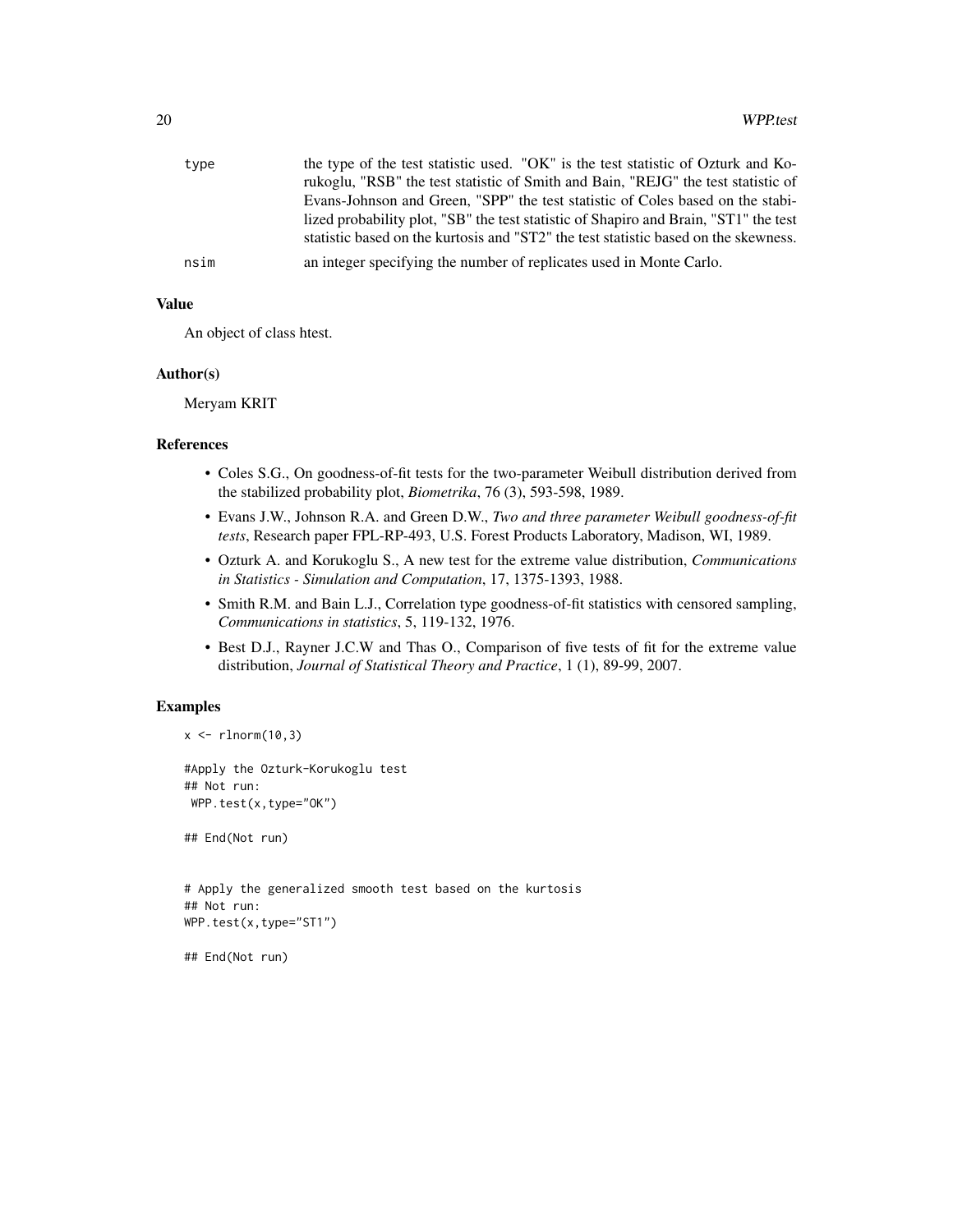| | |
|---|---|
| type | the type of the test statistic used. "OK" is the test statistic of Ozturk and Korukoglu, "RSB" the test statistic of Smith and Bain, "REJG" the test statistic of Evans-Johnson and Green, "SPP" the test statistic of Coles based on the stabilized probability plot, "SB" the test statistic of Shapiro and Brain, "ST1" the test statistic based on the kurtosis and "ST2" the test statistic based on the skewness. |
| nsim | an integer specifying the number of replicates used in Monte Carlo. |

### Value

An object of class htest.

### Author(s)

Meryam KRIT

### References

- Coles S.G., On goodness-of-fit tests for the two-parameter Weibull distribution derived from the stabilized probability plot, *Biometrika*, 76 (3), 593-598, 1989.
- Evans J.W., Johnson R.A. and Green D.W., *Two and three parameter Weibull goodness-of-fit tests*, Research paper FPL-RP-493, U.S. Forest Products Laboratory, Madison, WI, 1989.
- Ozturk A. and Korukoglu S., A new test for the extreme value distribution, *Communications in Statistics - Simulation and Computation*, 17, 1375-1393, 1988.
- Smith R.M. and Bain L.J., Correlation type goodness-of-fit statistics with censored sampling, *Communications in statistics*, 5, 119-132, 1976.
- Best D.J., Rayner J.C.W and Thas O., Comparison of five tests of fit for the extreme value distribution, *Journal of Statistical Theory and Practice*, 1 (1), 89-99, 2007.

### Examples

```
x <- rlnorm(10,3)

#Apply the Ozturk-Korukoglu test
## Not run:
 WPP.test(x,type="OK")

## End(Not run)


# Apply the generalized smooth test based on the kurtosis
## Not run:
WPP.test(x,type="ST1")

## End(Not run)
```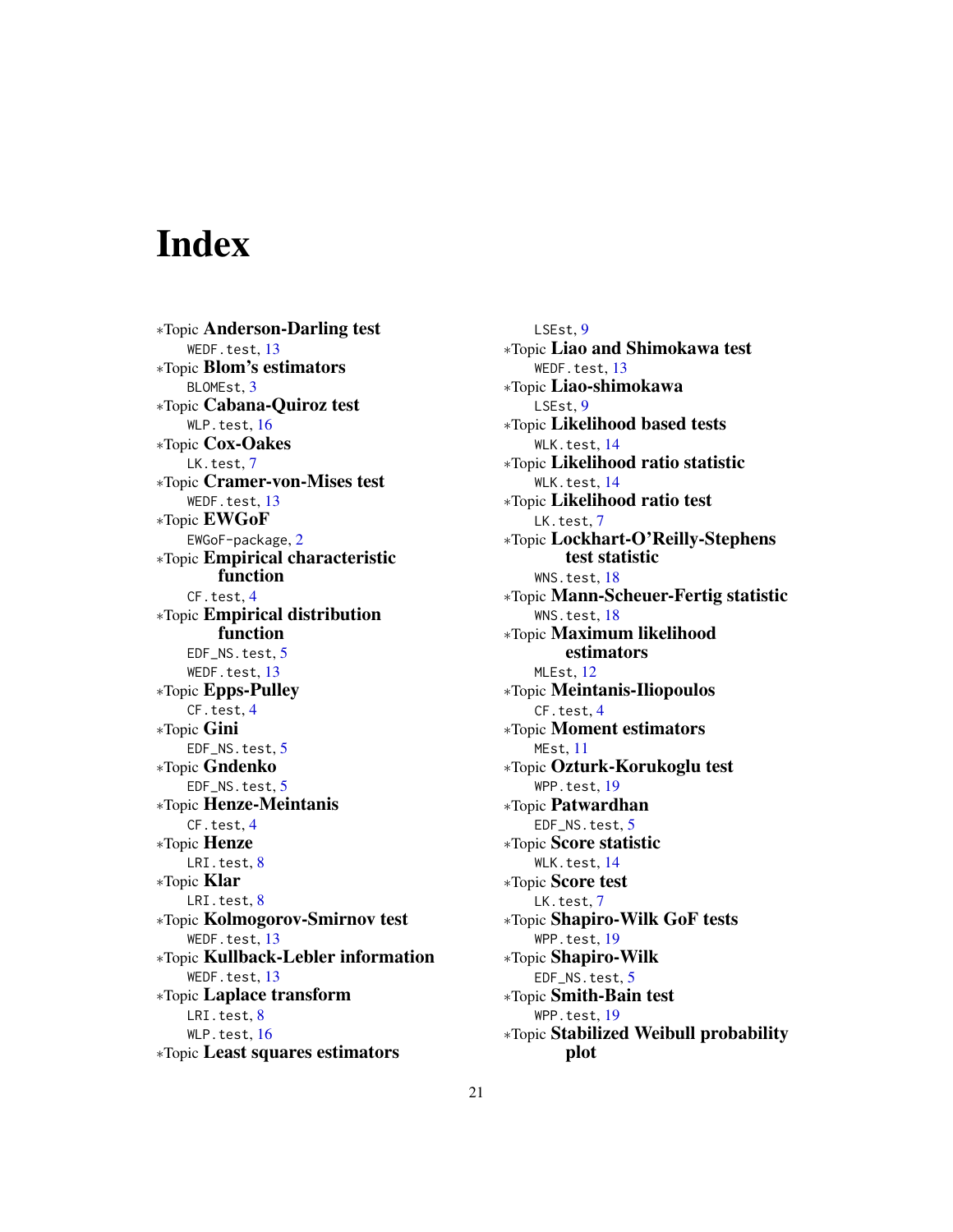# Index

∗Topic **Anderson-Darling test**
  WEDF.test, 13
∗Topic **Blom's estimators**
  BLOMEst, 3
∗Topic **Cabana-Quiroz test**
  WLP.test, 16
∗Topic **Cox-Oakes**
  LK.test, 7
∗Topic **Cramer-von-Mises test**
  WEDF.test, 13
∗Topic **EWGoF**
  EWGoF-package, 2
∗Topic **Empirical characteristic function**
  CF.test, 4
∗Topic **Empirical distribution function**
  EDF_NS.test, 5
  WEDF.test, 13
∗Topic **Epps-Pulley**
  CF.test, 4
∗Topic **Gini**
  EDF_NS.test, 5
∗Topic **Gndenko**
  EDF_NS.test, 5
∗Topic **Henze-Meintanis**
  CF.test, 4
∗Topic **Henze**
  LRI.test, 8
∗Topic **Klar**
  LRI.test, 8
∗Topic **Kolmogorov-Smirnov test**
  WEDF.test, 13
∗Topic **Kullback-Lebler information**
  WEDF.test, 13
∗Topic **Laplace transform**
  LRI.test, 8
  WLP.test, 16
∗Topic **Least squares estimators**
  LSEst, 9
∗Topic **Liao and Shimokawa test**
  WEDF.test, 13
∗Topic **Liao-shimokawa**
  LSEst, 9
∗Topic **Likelihood based tests**
  WLK.test, 14
∗Topic **Likelihood ratio statistic**
  WLK.test, 14
∗Topic **Likelihood ratio test**
  LK.test, 7
∗Topic **Lockhart-O'Reilly-Stephens test statistic**
  WNS.test, 18
∗Topic **Mann-Scheuer-Fertig statistic**
  WNS.test, 18
∗Topic **Maximum likelihood estimators**
  MLEst, 12
∗Topic **Meintanis-Iliopoulos**
  CF.test, 4
∗Topic **Moment estimators**
  MEst, 11
∗Topic **Ozturk-Korukoglu test**
  WPP.test, 19
∗Topic **Patwardhan**
  EDF_NS.test, 5
∗Topic **Score statistic**
  WLK.test, 14
∗Topic **Score test**
  LK.test, 7
∗Topic **Shapiro-Wilk GoF tests**
  WPP.test, 19
∗Topic **Shapiro-Wilk**
  EDF_NS.test, 5
∗Topic **Smith-Bain test**
  WPP.test, 19
∗Topic **Stabilized Weibull probability plot**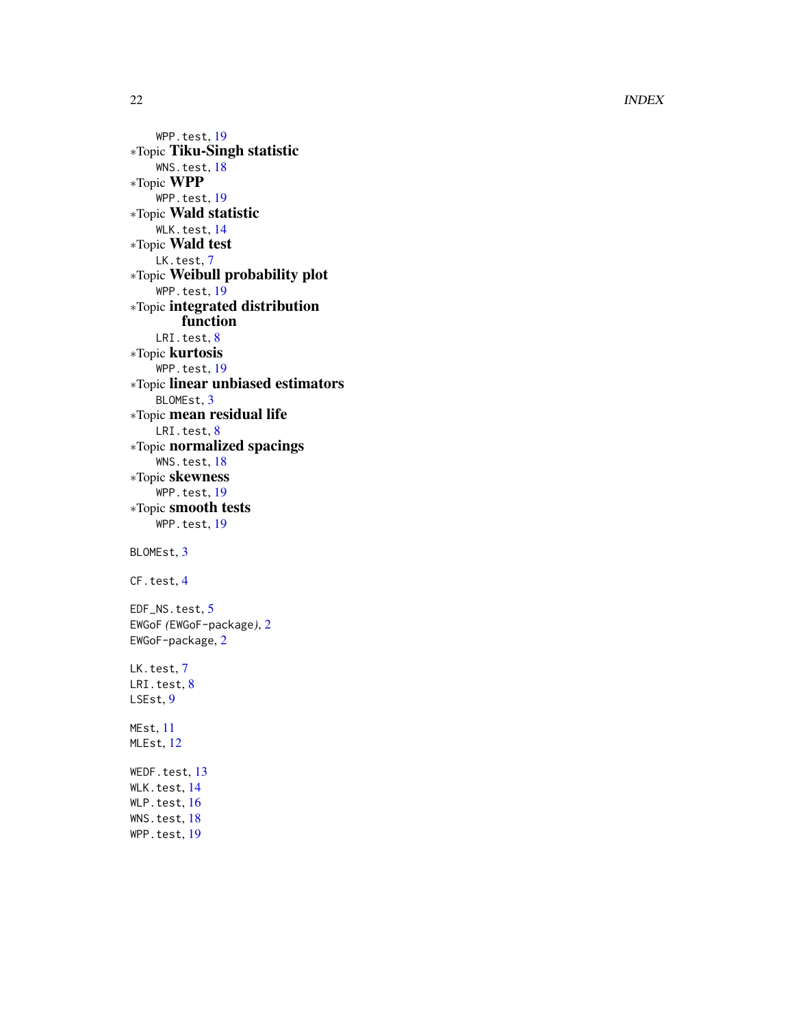WPP.test, 19

∗Topic **Tiku-Singh statistic**

WNS.test, 18

∗Topic **WPP**

WPP.test, 19

∗Topic **Wald statistic**

WLK.test, 14

∗Topic **Wald test**

LK.test, 7

∗Topic **Weibull probability plot**

WPP.test, 19

∗Topic **integrated distribution function**

LRI.test, 8

∗Topic **kurtosis**

WPP.test, 19

∗Topic **linear unbiased estimators**

BLOMEst, 3

∗Topic **mean residual life**

LRI.test, 8

∗Topic **normalized spacings**

WNS.test, 18

∗Topic **skewness**

WPP.test, 19

∗Topic **smooth tests**

WPP.test, 19

BLOMEst, 3

CF.test, 4

EDF_NS.test, 5
EWGoF (EWGoF-package), 2
EWGoF-package, 2

LK.test, 7
LRI.test, 8
LSEst, 9

MEst, 11
MLEst, 12

WEDF.test, 13
WLK.test, 14
WLP.test, 16
WNS.test, 18
WPP.test, 19